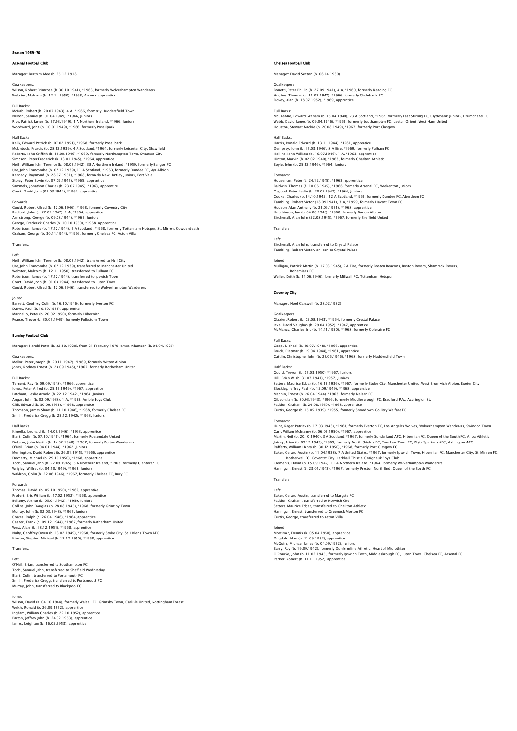# Season 1969–70

## Arsenal Football Club

Manager: Bertram Mee (b. 25.12.1918)

Goalkeepers:
Wilson, Robert Primrose (b. 30.10.1941), *1963, formerly Wolverhampton Wanderers
Webster, Malcolm (b. 12.11.1950), *1968, Arsenal apprentice

Full Backs:
McNab, Robert (b. 20.07.1943), 4 A, *1966, formerly Huddersfield Town
Nelson, Samuel (b. 01.04.1949), *1966, Juniors
Rice, Patrick James (b. 17.03.1949), 1 A Northern Ireland, *1966, Juniors
Woodward, John (b. 10.01.1949), *1966, formerly Possilpark

Half Backs:
Kelly, Edward Patrick (b. 07.02.1951), *1968, formerly Possilpark
McLintock, Francis (b. 28.12.1939), 4 A Scotland, *1964, formerly Leicester City, Shawfield
Roberts, John Griffith (b. 11.09.1946), *1969, formerly Northampton Town, Swansea City
Simpson, Peter Frederick (b. 13.01.1945), *1964, apprentice
Neill, William John Terence (b. 08.05.1942), 38 A Northern Ireland, *1959, formerly Bangor FC
Ure, John Francombe (b. 07.12.1939), 11 A Scotland, *1963, formerly Dundee FC, Ayr Albion
Kennedy, Raymond (b. 28.07.1951), *1968, formerly New Hartley Juniors, Port Vale
Storey, Peter Edwin (b. 07.09.1945), *1965, apprentice
Sammels, Jonathon Charles (b. 23.07.1945), *1963, apprentice
Court, David John (01.03.1944), *1962, apprentice

Forwards:
Gould, Robert Alfred (b. 12.06.1946), *1968, formerly Coventry City
Radford, John (b. 22.02.1947), 1 A, *1964, apprentice
Armstrong, George (b. 09.08.1944), *1961, Juniors
George, Frederick Charles (b. 10.10.1950), *1968, Apprentice
Robertson, James (b. 17.12.1944), 1 A Scotland, *1968, formerly Tottenham Hotspur, St. Mirren, Cowdenbeath
Graham, George (b. 30.11.1944), *1966, formerly Chelsea FC, Aston Villa

Transfers:

Left:
Neill, William John Terence (b. 08.05.1942), transferred to Hull City
Ure, John Francombe (b. 07.12.1939), transferred to Manchester United
Webster, Malcolm (b. 12.11.1950), transferred to Fulham FC
Robertson, James (b. 17.12.1944), transferred to Ipswich Town
Court, David John (b. 01.03.1944), transferred to Luton Town
Gould, Robert Alfred (b. 12.06.1946), transferred to Wolverhampton Wanderers

Joined:
Barnett, Geoffrey Colin (b. 16.10.1946), formerly Everton FC
Davies, Paul (b. 10.10.1952), apprentice
Marinello, Peter (b. 20.02.1950), formerly Hibernian
Pearce, Trevor (b. 30.05.1949), formerly Folkstone Town

## Burnley Football Club

Manager: Harold Potts (b. 22.10.1920), from 21 February 1970 James Adamson (b. 04.04.1929)

Goalkeepers:
Mellor, Peter Joseph (b. 20.11.1947), *1969, formerly Witton Albion
Jones, Rodney Ernest (b. 23.09.1945), *1967, formerly Rotherham United

Full Backs:
Ternent, Ray (b. 09.09.1948), *1966, apprentice
Jones, Peter Alfred (b. 25.11.1949), *1967, apprentice
Latcham, Leslie Arnold (b. 22.12.1942), *1964, Juniors
Angus, John (b. 02.09.1938), 1 A, *1955, Amble Boys Club
Cliff, Edward (b. 30.09.1951), *1968, apprentice
Thomson, James Shaw (b. 01.10.1946), *1968, formerly Chelsea FC
Smith, Frederick Gregg (b. 25.12.1942), *1963, Juniors

Half Backs:
Kinsella, Leonard (b. 14.05.1946), *1963, apprentice
Blant, Colin (b. 07.10.1946), *1964, formerly Rossendale United
Dobson, John Martin (b. 14.02.1948), *1967, formerly Bolton Wanderers
O'Neil, Brian (b. 04.01.1944), *1962, Juniors
Merrington, David Robert (b. 26.01.1945), *1966, apprentice
Docherty, Michael (b. 29.10.1950), *1968, apprentice
Todd, Samuel John (b. 22.09.1945), 5 A Northern Ireland, *1963, formerly Glentoran FC
Wrigley, Wilfred (b. 04.10.1949), *1968, Juniors
Waldron, Colin (b. 22.06.1946), *1967, formerly Chelsea FC, Bury FC

Forwards:
Thomas, David (b. 05.10.1950), *1966, apprentice
Probert, Eric William (b. 17.02.1952), *1968, apprentice
Bellamy, Arthur (b. 05.04.1942), *1959, Juniors
Collins, John Douglas (b. 28.08.1945), *1968, formerly Grimsby Town
Murray, John (b. 02.03.1948), *1965, Juniors
Coates, Ralph (b. 26.04.1946), *1964, apprentice
Casper, Frank (b. 09.12.1944), *1967, formerly Rotherham United
West, Alan (b. 18.12.1951), *1968, apprentice
Nulty, Geoffrey Owen (b. 13.02.1949), *1968, formerly Stoke City, St. Helens Town AFC
Kindon, Stephen Michael (b. 17.12.1950), *1968, apprentice

Transfers:

Left:
O'Neil, Brian, transferred to Southampton FC
Todd, Samuel John, transferred to Sheffield Wednesday
Blant, Colin, transferred to Portsmouth FC
Smith, Frederick Gregg, transferred to Portsmouth FC
Murray, John, transferred to Blackpool FC

Joined:
Wilson, David (b. 04.10.1944), formerly Walsall FC, Grimsby Town, Carlisle United, Nottingham Forest
Welch, Ronald (b. 26.09.1952), apprentice
Ingham, William Charles (b. 22.10.1952), apprentice
Parton, Jeffrey John (b. 24.02.1953), apprentice
James, Leighton (b. 16.02.1953), apprentice

## Chelsea Football Club

Manager: David Sexton (b. 06.04.1930)

Goalkeepers:
Bonetti, Peter Phillip (b. 27.09.1941), 4 A, *1960, formerly Reading FC
Hughes, Thomas (b. 11.07.1947), *1966, formerly Clydebank FC
Dovey, Alan (b. 18.07.1952), *1969, apprentice

Full Backs:
McCreadie, Edward Graham (b. 15.04.1940), 23 A Scotland, *1962, formerly East Stirling FC, Clydebank Juniors, Drumchapel FC
Webb, David James (b. 09.04.1946), *1968, formerly Southampton FC, Leyton Orient, West Ham United
Houston, Stewart Mackie (b. 20.08.1949), *1967, formerly Port Glasgow

Half Backs:
Harris, Ronald Edward (b. 13.11.1944), *1961, apprentice
Dempsey, John (b. 15.03.1946), 8 A Eire, *1969, formerly Fulham FC
Hollins, John William (b. 16.07.1946), 1 A, *1963, apprentice
Hinton, Marvin (b. 02.02.1940), *1963, formerly Charlton Athletic
Boyle, John (b. 25.12.1946), *1964, Juniors

Forwards:
Houseman, Peter (b. 24.12.1945), *1963, apprentice
Baldwin, Thomas (b. 10.06.1945), *1966, formerly Arsenal FC, Wrekenton Juniors
Osgood, Peter Leslie (b. 20.02.1947), *1964, Juniors
Cooke, Charles (b. 14.10.1942), 12 A Scotland, *1966, formerly Dundee FC, Aberdeen FC
Tambling, Robert Victor (18.09.1941), 3 A, *1959, formerly Havant Town FC
Hudson, Alan Anthony (b. 21.06.1951), *1968, apprentice
Hutchinson, Ian (b. 04.08.1948), *1968, formerly Burton Albion
Birchenall, Alan John (22.08.1945), *1967, formerly Sheffield United

Transfers:

Left:
Birchenall, Alan John, transferred to Crystal Palace
Tambling, Robert Victor, on loan to Crystal Palace

Joined:
Mulligan, Patrick Martin (b. 17.03.1945), 2 A Eire, formerly Boston Beacons, Boston Rovers, Shamrock Rovers, Bohemians FC
Weller, Keith (b. 11.06.1946), formerly Millwall FC, Tottenham Hotspur

## Coventry City

Manager: Noel Cantwell (b. 28.02.1932)

Goalkeepers:
Glazier, Robert (b. 02.08.1943), *1964, formerly Crystal Palace
Icke, David Vaughan (b. 29.04.1952), *1967, apprentice
McManus, Charles Eric (b. 14.11.1950), *1968, formerly Coleraine FC

Full Backs:
Coop, Michael (b. 10.07.1948), *1966, apprentice
Bruck, Dietmar (b. 19.04.1944), *1961, apprentice
Cattlin, Christopher John (b. 25.06.1946), *1968, formerly Huddersfield Town

Half Backs:
Gould, Trevor (b. 05.03.1950), *1967, Juniors
Hill, Brian W. (b. 31.07.1941), *1957, Juniors
Setters, Maurice Edgar (b. 16.12.1936), *1967, formerly Stoke City, Manchester United, West Bromwich Albion, Exeter City
Blockley, Jeffrey Paul (b. 12.09.1949), *1968, apprentice
Machin, Ernest (b. 26.04.1944), *1963, formerly Nelson FC
Gibson, Ian (b. 30.03.1943), *1966, formerly Middlesbrough FC, Bradford P.A., Accrington St.
Paddon, Graham (b. 24.08.1950), *1968, apprentice
Curtis, George (b. 05.05.1939), *1955, formerly Snowdown Colliery Welfare FC

Forwards:
Hunt, Roger Patrick (b. 17.03.1943), *1968, formerly Everton FC, Los Angeles Wolves, Wolverhampton Wanderers, Swindon Town
Carr, Willam McInanny (b. 06.01.1950), *1967, apprentice
Martin, Neil (b. 20.10.1940), 3 A Scotland, *1967, formerly Sunderland AFC, Hibernian FC, Queen of the South FC, Alloa Athletic
Joicey, Brian (b. 09.12.1945), *1969, formerly North Shields FC, Tow Law Town FC, Blyth Spartans AFC, Ashington AFC
Rafferty, William Henry (b. 30.12.1950), *1968, formerly Port Glasgow FC
Baker, Gerard Austin (b. 11.04.1938), 7 A United States, *1967, formerly Ipswich Town, Hibernian FC, Manchester City, St. Mirren FC, Motherwell FC, Coventry City, Larkhall Thistle, Craigneuk Boys Club
Clements, David (b. 15.09.1945), 11 A Northern Ireland, *1964, formerly Wolverhampton Wanderers
Hannigan, Ernest (b. 23.01.1943), *1967, formerly Preston North End, Queen of the South FC

Transfers:

Left:
Baker, Gerard Austin, transferred to Margate FC
Paddon, Graham, transferred to Norwich City
Setters, Maurice Edgar, transferred to Charlton Athletic
Hannigan, Ernest, transferred to Greenock Morton FC
Curtis, George, transferred to Aston Villa

Joined:
Mortimer, Dennis (b. 05.04.1950), apprentice
Dugdale, Alan (b. 11.09.1952), apprentice
McGuire, Michael James (b. 04.09.1952), Juniors
Barry, Roy (b. 19.09.1942), formerly Dunfermline Athletic, Heart of Midlothian
O'Rourke, John (b. 11.02.1945), formerly Ipswich Town, Middlesbrough FC, Luton Town, Chelsea FC, Arsenal FC
Parker, Robert (b. 11.11.1952), apprentice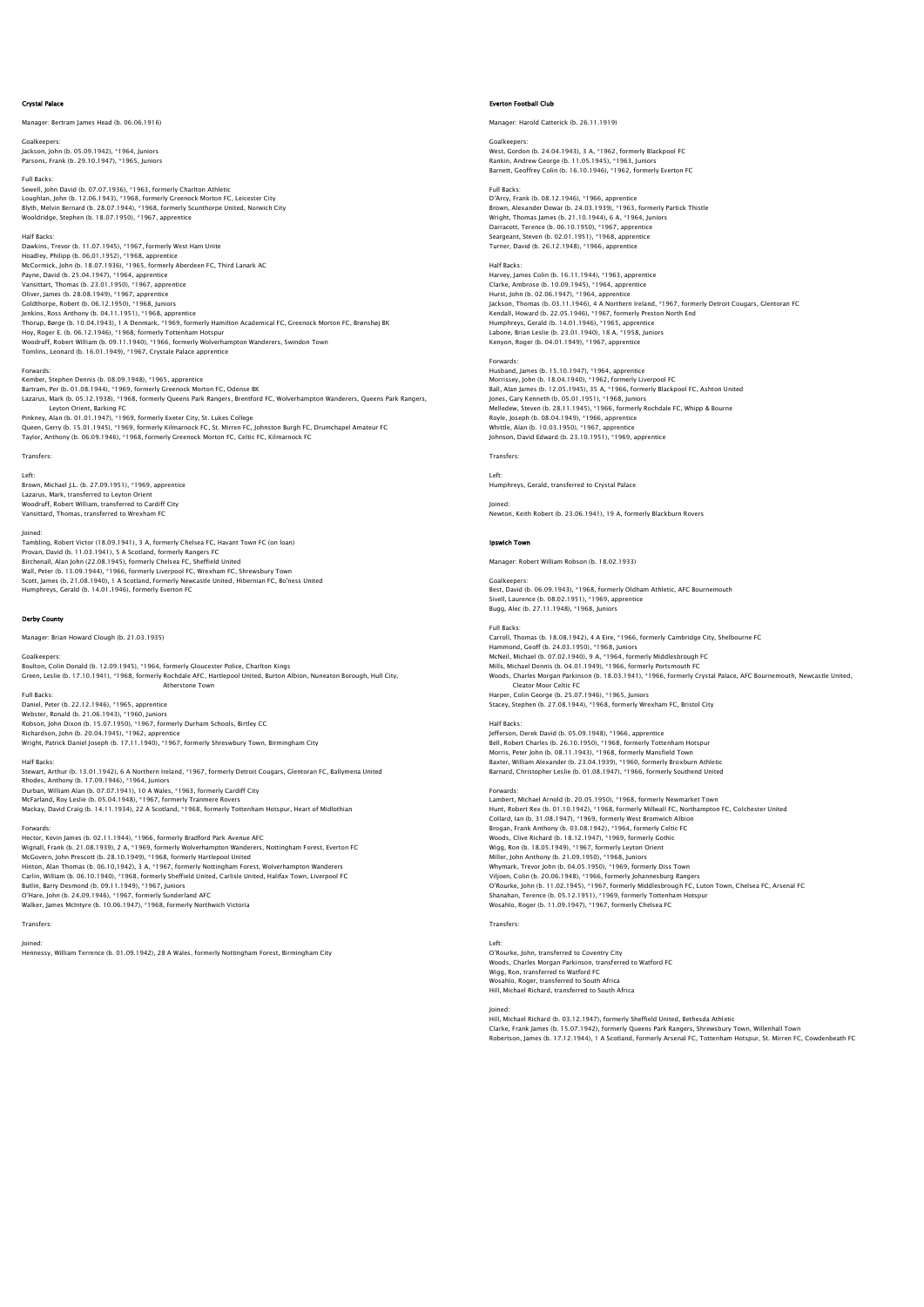## Crystal Palace

Manager: Bertram James Head (b. 06.06.1916)

Goalkeepers:
Jackson, John (b. 05.09.1942), *1964, Juniors
Parsons, Frank (b. 29.10.1947), *1965, Juniors

Full Backs:
Sewell, John David (b. 07.07.1936), *1963, formerly Charlton Athletic
Loughlan, John (b. 12.06.1943), *1968, formerly Greenock Morton FC, Leicester City
Blyth, Melvin Bernard (b. 28.07.1944), *1968, formerly Scunthorpe United, Norwich City
Wooldridge, Stephen (b. 18.07.1950), *1967, apprentice

Half Backs:
Dawkins, Trevor (b. 11.07.1945), *1967, formerly West Ham Unite
Hoadley, Philipp (b. 06.01.1952), *1968, apprentice
McCormick, John (b. 18.07.1936), *1965, formerly Aberdeen FC, Third Lanark AC
Payne, David (b. 25.04.1947), *1964, apprentice
Vansittart, Thomas (b. 23.01.1950), *1967, apprentice
Oliver, James (b. 28.08.1949), *1967, apprentice
Goldthorpe, Robert (b. 06.12.1950), *1968, Juniors
Jenkins, Ross Anthony (b. 04.11.1951), *1968, apprentice
Thorup, Børge (b. 10.04.1943), 1 A Denmark, *1969, formerly Hamilton Academical FC, Greenock Morton FC, Brønshøj BK
Hoy, Roger E. (b. 06.12.1946), *1968, formerly Tottenham Hotspur
Woodruff, Robert William (b. 09.11.1940), *1966, formerly Wolverhampton Wanderers, Swindon Town
Tomlins, Leonard (b. 16.01.1949), *1967, Crystale Palace apprentice

Forwards:
Kember, Stephen Dennis (b. 08.09.1948), *1965, apprentice
Bartram, Per (b. 01.08.1944), *1969, formerly Greenock Morton FC, Odense BK
Lazarus, Mark (b. 05.12.1938), *1968, formerly Queens Park Rangers, Brentford FC, Wolverhampton Wanderers, Queens Park Rangers, Leyton Orient, Barking FC
Pinkney, Alan (b. 01.01.1947), *1969, formerly Exeter City, St. Lukes College
Queen, Gerry (b. 15.01.1945), *1969, formerly Kilmarnock FC, St. Mirren FC, Johnston Burgh FC, Drumchapel Amateur FC
Taylor, Anthony (b. 06.09.1946), *1968, formerly Greenock Morton FC, Celtic FC, Kilmarnock FC

Transfers:

Left:
Brown, Michael J.L. (b. 27.09.1951), *1969, apprentice
Lazarus, Mark, transferred to Leyton Orient
Woodruff, Robert William, transferred to Cardiff City
Vansittard, Thomas, transferred to Wrexham FC

Joined:
Tambling, Robert Victor (18.09.1941), 3 A, formerly Chelsea FC, Havant Town FC (on loan)
Provan, David (b. 11.03.1941), 5 A Scotland, formerly Rangers FC
Birchenall, Alan John (22.08.1945), formerly Chelsea FC, Sheffield United
Wall, Peter (b. 13.09.1944), *1966, formerly Liverpool FC, Wrexham FC, Shrewsbury Town
Scott, James (b. 21.08.1940), 1 A Scotland, formerly Newcastle United, Hibernian FC, Bo'ness United
Humphreys, Gerald (b. 14.01.1946), formerly Everton FC

## Derby County

Manager: Brian Howard Clough (b. 21.03.1935)

Goalkeepers:
Boulton, Colin Donald (b. 12.09.1945), *1964, formerly Gloucester Police, Charlton Kings
Green, Leslie (b. 17.10.1941), *1968, formerly Rochdale AFC, Hartlepool United, Burton Albion, Nuneaton Borough, Hull City, Atherstone Town

Full Backs:
Daniel, Peter (b. 22.12.1946), *1965, apprentice
Webster, Ronald (b. 21.06.1943), *1960, Juniors
Robson, John Dixon (b. 15.07.1950), *1967, formerly Durham Schools, Birtley CC
Richardson, John (b. 20.04.1945), *1962, apprentice
Wright, Patrick Daniel Joseph (b. 17.11.1940), *1967, formerly Shrewsbury Town, Birmingham City

Half Backs:
Stewart, Arthur (b. 13.01.1942), 6 A Northern Ireland, *1967, formerly Detroit Cougars, Glentoran FC, Ballymena United
Rhodes, Anthony (b. 17.09.1946), *1964, Juniors
Durban, William Alan (b. 07.07.1941), 10 A Wales, *1963, formerly Cardiff City
McFarland, Roy Leslie (b. 05.04.1948), *1967, formerly Tranmere Rovers
Mackay, David Craig (b. 14.11.1934), 22 A Scotland, *1968, formerly Tottenham Hotspur, Heart of Midlothian

Forwards:
Hector, Kevin James (b. 02.11.1944), *1966, formerly Bradford Park Avenue AFC
Wignall, Frank (b. 21.08.1939), 2 A, *1969, formerly Wolverhampton Wanderers, Nottingham Forest, Everton FC
McGovern, John Prescott (b. 28.10.1949), *1968, formerly Hartlepool United
Hinton, Alan Thomas (b. 06.10,1942), 3 A, *1967, formerly Nottingham Forest, Wolverhampton Wanderers
Carlin, William (b. 06.10.1940), *1968, formerly Sheffield United, Carlisle United, Halifax Town, Liverpool FC
Butlin, Barry Desmond (b. 09.11.1949), *1967, Juniors
O'Hare, John (b. 24.09.1946), *1967, formerly Sunderland AFC
Walker, James McIntyre (b. 10.06.1947), *1968, formerly Northwich Victoria

Transfers:

Joined:
Hennessy, William Terrence (b. 01.09.1942), 28 A Wales, formerly Nottingham Forest, Birmingham City

## Everton Football Club

Manager: Harold Catterick (b. 26.11.1919)

Goalkeepers:
West, Gordon (b. 24.04.1943), 3 A, *1962, formerly Blackpool FC
Rankin, Andrew George (b. 11.05.1945), *1963, Juniors
Barnett, Geoffrey Colin (b. 16.10.1946), *1962, formerly Everton FC

Full Backs:
D'Arcy, Frank (b. 08.12.1946), *1966, apprentice
Brown, Alexander Dewar (b. 24.03.1939), *1963, formerly Partick Thistle
Wright, Thomas James (b. 21.10.1944), 6 A, *1964, Juniors
Darracott, Terence (b. 06.10.1950), *1967, apprentice
Seargeant, Steven (b. 02.01.1951), *1968, apprentice
Turner, David (b. 26.12.1948), *1966, apprentice

Half Backs:
Harvey, James Colin (b. 16.11.1944), *1963, apprentice
Clarke, Ambrose (b. 10.09.1945), *1964, apprentice
Hurst, John (b. 02.06.1947), *1964, apprentice
Jackson, Thomas (b. 03.11.1946), 4 A Northern Ireland, *1967, formerly Detroit Cougars, Glentoran FC
Kendall, Howard (b. 22.05.1946), *1967, formerly Preston North End
Humphreys, Gerald (b. 14.01.1946), *1965, apprentice
Labone, Brian Leslie (b. 23.01.1940), 18 A, *1958, Juniors
Kenyon, Roger (b. 04.01.1949), *1967, apprentice

Forwards:
Husband, James (b. 15.10.1947), *1964, apprentice
Morrissey, John (b. 18.04.1940), *1962, formerly Liverpool FC
Ball, Alan James (b. 12.05.1945), 35 A, *1966, formerly Blackpool FC, Ashton United
Jones, Gary Kenneth (b. 05.01.1951), *1968, Juniors
Melledew, Steven (b. 28.11.1945), *1966, formerly Rochdale FC, Whipp & Bourne
Royle, Joseph (b. 08.04.1949), *1966, apprentice
Whittle, Alan (b. 10.03.1950), *1967, apprentice
Johnson, David Edward (b. 23.10.1951), *1969, apprentice

Transfers:

Left:
Humphreys, Gerald, transferred to Crystal Palace

Joined:
Newton, Keith Robert (b. 23.06.1941), 19 A, formerly Blackburn Rovers

## Ipswich Town

Manager: Robert William Robson (b. 18.02.1933)

Goalkeepers:
Best, David (b. 06.09.1943), *1968, formerly Oldham Athletic, AFC Bournemouth
Sivell, Laurence (b. 08.02.1951), *1969, apprentice
Bugg, Alec (b. 27.11.1948), *1968, Juniors

Full Backs:
Carroll, Thomas (b. 18.08.1942), 4 A Eire, *1966, formerly Cambridge City, Shelbourne FC
Hammond, Geoff (b. 24.03.1950), *1968, Juniors
McNeil, Michael (b. 07.02.1940), 9 A, *1964, formerly Middlesbrough FC
Mills, Michael Dennis (b. 04.01.1949), *1966, formerly Portsmouth FC
Woods, Charles Morgan Parkinson (b. 18.03.1941), *1966, formerly Crystal Palace, AFC Bournemouth, Newcastle United, Cleator Moor Celtic FC
Harper, Colin George (b. 25.07.1946), *1965, Juniors
Stacey, Stephen (b. 27.08.1944), *1968, formerly Wrexham FC, Bristol City

Half Backs:
Jefferson, Derek David (b. 05.09.1948), *1966, apprentice
Bell, Robert Charles (b. 26.10.1950), *1968, formerly Tottenham Hotspur
Morris, Peter John (b. 08.11.1943), *1968, formerly Mansfield Town
Baxter, William Alexander (b. 23.04.1939), *1960, formerly Broxburn Athletic
Barnard, Christopher Leslie (b. 01.08.1947), *1966, formerly Southend United

Forwards:
Lambert, Michael Arnold (b. 20.05.1950), *1968, formerly Newmarket Town
Hunt, Robert Rex (b. 01.10.1942), *1968, formerly Millwall FC, Northampton FC, Colchester United
Collard, Ian (b. 31.08.1947), *1969, formerly West Bromwich Albion
Brogan, Frank Anthony (b. 03.08.1942), *1964, formerly Celtic FC
Woods, Clive Richard (b. 18.12.1947), *1969, formerly Gothic
Wigg, Ron (b. 18.05.1949), *1967, formerly Leyton Orient
Miller, John Anthony (b. 21.09.1950), *1968, Juniors
Whymark, Trevor John (b. 04.05.1950), *1969, formerly Diss Town
Viljoen, Colin (b. 20.06.1948), *1966, formerly Johannesburg Rangers
O'Rourke, John (b. 11.02.1945), *1967, formerly Middlesbrough FC, Luton Town, Chelsea FC, Arsenal FC
Shanahan, Terence (b. 05.12.1951), *1969, formerly Tottenham Hotspur
Wosahlo, Roger (b. 11.09.1947), *1967, formerly Chelsea FC

Transfers:

Left:
O'Rourke, John, transferred to Coventry City
Woods, Charles Morgan Parkinson, transferred to Watford FC
Wigg, Ron, transferred to Watford FC
Wosahlo, Roger, transferred to South Africa
Hill, Michael Richard, transferred to South Africa

Joined:
Hill, Michael Richard (b. 03.12.1947), formerly Sheffield United, Bethesda Athletic
Clarke, Frank James (b. 15.07.1942), formerly Queens Park Rangers, Shrewsbury Town, Willenhall Town
Robertson, James (b. 17.12.1944), 1 A Scotland, formerly Arsenal FC, Tottenham Hotspur, St. Mirren FC, Cowdenbeath FC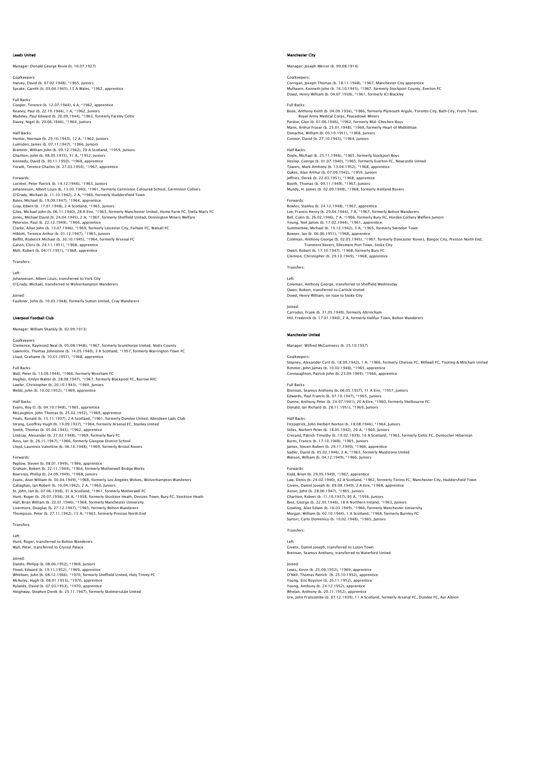## Leeds United

Manager: Donald George Revie (b. 10.07.1927)

Goalkeepers:
Harvey, David (b. 07.02.1948), *1965, Juniors
Sprake, Gareth (b. 03.04.1945), 15 A Wales, *1962, apprentice

Full Backs:
Cooper, Terence (b. 12.07.1944), 4 A, *1962, apprentice
Reaney, Paul (b. 22.10.1944), 1 A, *1962, Juniors
Madeley, Paul Edward (b. 20.09.1944), *1963, formerly Farsley Celtic
Davey, Nigel (b. 20.06.1946), *1964, Juniors

Half Backs:
Hunter, Norman (b. 29.10.1943), 12 A, *1962, Juniors
Lumsden, James (b. 07.11.1947), *1966, Juniors
Bremner, William John (b. 09.12.1942), 20 A Scotland, *1959, Juniors
Charlton, John (b. 08.05.1935), 31 A, *1952, Juniors
Kennedy, David (b. 30.11.1950), *1968, apprentice
Yorath, Terence Charles (b. 27.03.1950), *1967, apprentice

Forwards:
Lorimer, Peter Patrick (b. 14.12.1946), *1963, Juniors
Johanneson, Albert Louis (b. 13.03.1940), *1961, formerly Germiston Coloured School, Germiston Colliers
O'Grady, Michael (b. 11.10.1942), 2 A, *1966, formerly Huddersfield Town
Bates, Michael (b. 19.09.1947), *1964, apprentice
Gray, Edwin (b. 17.01.1948), 2 A Scotland, *1965, Juniors
Giles, Michael John (b. 06.11.1940), 28 A Eire, *1963, formerly Manchester United, Home Farm FC, Stella Maris FC
Jones, Michael David (b. 24.04.1945), 2 A, *1967, formerly Sheffield United, Dinnington Miners Welfare
Peterson, Paul (b. 22.12.1949), *1966, apprentice
Clarke, Allan John (b. 13.07.1946), *1969, formerly Leicester City, Fulham FC, Walsall FC
Hibbitt, Terence Arthur (b. 01.12.1947), *1963, Juniors
Belfitt, Roderick Michael (b. 30.10.1945), *1964, formerly Arsenal FC
Galvin, Chris (b. 24.11.1951), *1968, apprentice
Malt, Robert (b. 04.11.1951), *1968, apprentice

Transfers:

Left:
Johanneson, Albert Louis, transferred to York City
O'Grady, Michael, transferred to Wolverhampton Wanderers

Joined:
Faulkner, John (b. 10.03.1948), formerly Sutton United, Cray Wanderers

## Liverpool Football Club

Manager: William Shankly (b. 02.09.1913)

Goalkeepers:
Clemence, Raymond Neal (b. 05.08.1948), *1967, formerly Scunthorpe United, Notts County
Lawrence, Thomas Johnstone (b. 14.05.1940), 3 A Scotland, *1957, formerly Warrington Town FC
Lloyd, Grahame (b. 10.01.1951), *1968, apprentice

Full Backs:
Wall, Peter (b. 13.09.1944), *1966, formerly Wrexham FC
Hughes, Emlyn Walter (b. 28.08.1947), *1967, formerly Blackpool FC, Barrow AFC
Lawler, Christopher (b. 20.10.1943), *1960, Juniors
Webb, John (b. 10.02.1952), *1969, apprentice

Half Backs:
Evans, Roy O. (b. 04.10.1948), *1965, apprentice
McLaughlin, John Thomas (b. 25.02.1952), *1969, apprentice
Yeats, Ronald (b. 15.11.1937), 2 A Scotland, *1961, formerly Dundee United, Aberdeen Lads Club
Strong, Geoffrey Hugh (b. 19.09.1937), *1964, formerly Arsenal FC, Stanley United
Smith, Thomas (b. 05.04.1945), *1962, apprentice
Lindsay, Alexander (b. 27.02.1948), *1969, formerly Bury FC
Ross, Ian (b. 26.11.1947), *1966, formerly Glasgow District School
Lloyd, Laurence Valentine (b. 06.10.1948), *1969, formerly Bristol Rovers

Forwards:
Peplow, Steven (b. 08.01.1949), *1966, apprentice
Graham, Robert (b. 22.11.1944), *1964, formerly Motherwell Bridge Works
Boersma, Phillip (b. 24.09.1949), *1968, Juniors
Evans, Alun William (b. 30.04.1949), *1968, formerly Los Angeles Wolves, Wolverhampton Wanderers
Callaghan, Ian Robert (b. 10.04.1942), 2 A, *1960, Juniors
St. John, Ian (b. 07.06.1938), 31 A Scotland, *1961, formerly Motherwell FC
Hunt, Roger (b. 20.07.1938), 34 A, *1958, formerly Stockton Heath, Devizes Town, Bury FC, Stockton Heath
Hall, Brian William (b. 22.01.1946), *1968, formerly Manchester University
Livermore, Douglas (b. 27.12.1947), *1965, formerly Bolton Wanderers
Thompson, Peter (b. 27.11.1942), 15 A, *1963, formerly Preston North End

Transfers:

Left:
Hunt, Roger, transferred to Bolton Wanderers
Wall, Peter, transferred to Crystal Palace

Joined:
Dando, Philipp (b. 08.06.1952), *1969, Juniors
Flood, Edward (b. 19.11.1952), *1969, apprentice
Whitham, John (b. 08.12.1946), *1970, formerly Sheffield United, Holy Trinity FC
McAuley, Hugh (b. 08.01.1953), *1970, apprentice
Rylands, David (b. 07.03.1953), *1970, apprentice
Heighway, Stephen Derek (b. 25.11.1947), formerly Skelmersdale United

## Manchester City

Manager: Joseph Mercer (b. 09.08.1914)

Goalkeepers:
Corrigan, Joseph Thomas (b. 18.11.1948), *1967, Manchester City apprentice
Mulhearn, Kenneth John (b. 16.10.1945), *1967, formerly Stockport County, Everton FC
Dowd, Henry William (b. 04.07.1938), *1961, formerly ICI Blackley

Full Backs:
Book, Anthony Keith (b. 04.09.1934), *1966, formerly Plymouth Argyle, Toronto City, Bath City, Frome Town, Royal Army Medical Corps, Peasedown Miners
Pardoe, Glyn (b. 01.06.1946), *1962, formerly Mid-Cheshire Boys
Mann, Arthur Fraser (b. 23.01.1948), *1968, formerly Heart of Midlothian
Donachie, William (b. 05.10.1951), *1968, Juniors
Connor, David (b. 27.10.1945), *1964, Juniors

Half Backs:
Doyle, Michael (b. 25.11.1946), *1965, formerly Stockport Boys
Heslop, George (b. 01.07.1940), *1965, formerly Everton FC, Newcastle United
Towers, Mark Anthony (b. 13.04.1952), *1968, apprentice
Oakes, Alan Arthur (b. 07.09.1942), *1959, Juniors
Jeffries, Derek (b. 22.03.1951), *1968, apprentice
Booth, Thomas (b. 09.11.1949), *1967, Juniors
Mundy, H. James (b. 02.09.1948), *1968, formerly Ashland Rovers

Forwards:
Bowles, Stanley (b. 24.12.1948), *1967, apprentice
Lee, Francis Henry (b. 29.04.1944), 7 A, *1967, formerly Bolton Wanderers
Bell, Colin (b. 26.02.1946), 7 A, *1966, formerly Bury FC, Horden Colliery Welfare Juniors
Young, Neil James (b. 17.02.1944), *1961, apprentice
Summerbee, Michael (b. 15.12.1942), 3 A, *1965, formerly Swindon Town
Bowyer, Ian (b. 06.06.1951), *1968, apprentice
Coleman, Anthony George (b. 02.05.1945), *1967, formerly Doncaster Rovers, Bangor City, Preston North End, Tranmere Rovers, Ellesmere Port Town, Stoke City
Owen, Robert (b. 17.10.1947), *1968, formerly Bury FC
Glennon, Christopher (b. 29.10.1949), *1968, apprentice

Transfers:

Left:
Coleman, Anthony George, transferred to Sheffield Wednesday
Owen, Robert, transferred to Carlisle United
Dowd, Henry William, on loan to Stoke City

Joined:
Carrodus, Frank (b. 31.05.1949), formerly Altrincham
Hill, Frederick (b. 17.01.1940), 2 A, formerly Halifax Town, Bolton Wanderers

## Manchester United

Manager: Wilfred McGuinness (b. 25.10.1937)

Goalkeepers:
Stepney, Alexander Cyril (b. 18.09.1942), 1 A, *1966, formerly Chelsea FC, Millwall FC, Tooting & Mitcham United
Rimmer, John James (b. 10.02.1948), *1965, apprentice
Connaughton, Patrick John (b. 23.09.1949), *1966, apprentice

Full Backs:
Brennan, Seamus Anthony (b. 06.05.1937), 11 A Eire, *1957, Juniors
Edwards, Paul Francis (b. 07.10.1947), *1965, Juniors
Dunne, Anthony Peter (b. 24.07.1941), 20 A Eire, *1960, formerly Shelbourne FC
Donald, Ian Richard (b. 28.11.1951), *1969, Juniors

Half Backs:
Fitzpatrick, John Herbert Norton (b. 18.08.1946), *1964, Juniors
Stiles, Norbert Peter (b. 18.05.1942), 26 A, *1960, Juniors
Crerand, Patrick Timothy (b. 19.02.1939), 16 A Scotland, *1963, formerly Celtic FC, Duntocher Hibernian
Burns, Francis (b. 17.10.1948), *1965, Juniors
James, Steven Robert (b. 29.11.1949), *1966, apprentice
Sadler, David (b. 05.02.1946), 2 A, *1963, formerly Maidstone United
Watson, William (b. 04.12.1949), *1966, Juniors

Forwards:
Kidd, Brian (b. 29.05.1949), *1967, apprentice
Law, Denis (b. 24.02.1940), 42 A Scotland, *1962, formerly Torino FC, Manchester City, Huddersfield Town
Givens, Daniel Joseph (b. 09.08.1949), 2 A Eire, *1968, apprentice
Aston, John (b. 28.06.1947), *1965, Juniors
Charlton, Robert (b. 11.10.1937), 95 A, *1956, Juniors
Best, George (b. 22.05.1946), 18 A Northern Ireland, *1963, Juniors
Gowling, Alan Edwin (b. 16.03.1949), *1966, formerly Manchester University
Morgan, William (b. 02.10.1944), 1 A Scotland, *1968, formerly Burnley FC
Sartori, Carlo Domenico (b. 10.02.1948), *1965, Juniors

Transfers:

Left:
Givens, Daniel Joseph, transferred to Luton Town
Brennan, Seamus Anthony, transferred to Waterford United

Joined:
Lewis, Kevin (b. 25.09.1952), *1969, apprentice
O'Neil, Thomas Patrick (b. 25.10.1952), apprentice
Young, Eric Royston (b. 26.11.1952), apprentice
Young, Anthony (b. 24.12.1952), apprentice
Whelan, Anthony (b. 20.11.1952), apprentice
Ure, John Francombe (b. 07.12.1939), 11 A Scotland, formerly Arsenal FC, Dundee FC, Ayr Albion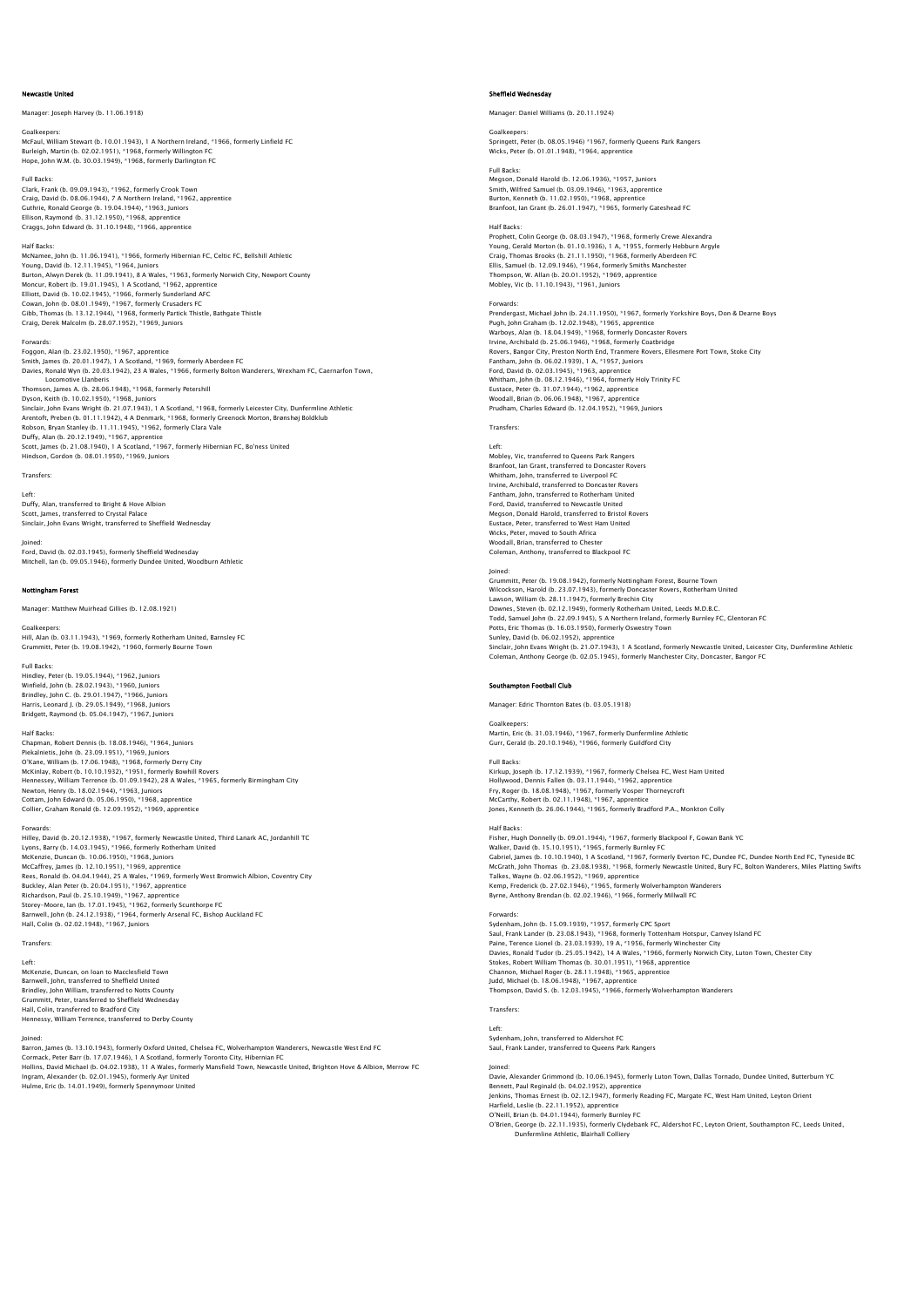## Newcastle United

Manager: Joseph Harvey (b. 11.06.1918)

Goalkeepers:
McFaul, William Stewart (b. 10.01.1943), 1 A Northern Ireland, *1966, formerly Linfield FC
Burleigh, Martin (b. 02.02.1951), *1968, formerly Willington FC
Hope, John W.M. (b. 30.03.1949), *1968, formerly Darlington FC

Full Backs:
Clark, Frank (b. 09.09.1943), *1962, formerly Crook Town
Craig, David (b. 08.06.1944), 7 A Northern Ireland, *1962, apprentice
Guthrie, Ronald George (b. 19.04.1944), *1963, Juniors
Ellison, Raymond (b. 31.12.1950), *1968, apprentice
Craggs, John Edward (b. 31.10.1948), *1966, apprentice

Half Backs:
McNamee, John (b. 11.06.1941), *1966, formerly Hibernian FC, Celtic FC, Bellshill Athletic
Young, David (b. 12.11.1945), *1964, Juniors
Burton, Alwyn Derek (b. 11.09.1941), 8 A Wales, *1963, formerly Norwich City, Newport County
Moncur, Robert (b. 19.01.1945), 1 A Scotland, *1962, apprentice
Elliott, David (b. 10.02.1945), *1966, formerly Sunderland AFC
Cowan, John (b. 08.01.1949), *1967, formerly Crusaders FC
Gibb, Thomas (b. 13.12.1944), *1968, formerly Partick Thistle, Bathgate Thistle
Craig, Derek Malcolm (b. 28.07.1952), *1969, Juniors

Forwards:
Foggon, Alan (b. 23.02.1950), *1967, apprentice
Smith, James (b. 20.01.1947), 1 A Scotland, *1969, formerly Aberdeen FC
Davies, Ronald Wyn (b. 20.03.1942), 23 A Wales, *1966, formerly Bolton Wanderers, Wrexham FC, Caernarfon Town, Locomotive Llanberis
Thomson, James A. (b. 28.06.1948), *1968, formerly Petershill
Dyson, Keith (b. 10.02.1950), *1968, Juniors
Sinclair, John Evans Wright (b. 21.07.1943), 1 A Scotland, *1968, formerly Leicester City, Dunfermline Athletic
Arentoft, Preben (b. 01.11.1942), 4 A Denmark, *1968, formerly Greenock Morton, Brønshøj Boldklub
Robson, Bryan Stanley (b. 11.11.1945), *1962, formerly Clara Vale
Duffy, Alan (b. 20.12.1949), *1967, apprentice
Scott, James (b. 21.08.1940), 1 A Scotland, *1967, formerly Hibernian FC, Bo'ness United
Hindson, Gordon (b. 08.01.1950), *1969, Juniors

Transfers:

Left:
Duffy, Alan, transferred to Bright & Hove Albion
Scott, James, transferred to Crystal Palace
Sinclair, John Evans Wright, transferred to Sheffield Wednesday

Joined:
Ford, David (b. 02.03.1945), formerly Sheffield Wednesday
Mitchell, Ian (b. 09.05.1946), formerly Dundee United, Woodburn Athletic

## Nottingham Forest

Manager: Matthew Muirhead Gillies (b. 12.08.1921)

Goalkeepers:
Hill, Alan (b. 03.11.1943), *1969, formerly Rotherham United, Barnsley FC
Grummitt, Peter (b. 19.08.1942), *1960, formerly Bourne Town

Full Backs:
Hindley, Peter (b. 19.05.1944), *1962, Juniors
Winfield, John (b. 28.02.1943), *1960, Juniors
Brindley, John C. (b. 29.01.1947), *1966, Juniors
Harris, Leonard J. (b. 29.05.1949), *1968, Juniors
Bridgett, Raymond (b. 05.04.1947), *1967, Juniors

Half Backs:
Chapman, Robert Dennis (b. 18.08.1946), *1964, Juniors
Piekalnietis, John (b. 23.09.1951), *1969, Juniors
O'Kane, William (b. 17.06.1948), *1968, formerly Derry City
McKinlay, Robert (b. 10.10.1932), *1951, formerly Bowhill Rovers
Hennessey, William Terrence (b. 01.09.1942), 28 A Wales, *1965, formerly Birmingham City
Newton, Henry (b. 18.02.1944), *1963, Juniors
Cottam, John Edward (b. 05.06.1950), *1968, apprentice
Collier, Graham Ronald (b. 12.09.1952), *1969, apprentice

Forwards:
Hilley, David (b. 20.12.1938), *1967, formerly Newcastle United, Third Lanark AC, Jordanhill TC
Lyons, Barry (b. 14.03.1945), *1966, formerly Rotherham United
McKenzie, Duncan (b. 10.06.1950), *1968, Juniors
McCaffrey, James (b. 12.10.1951), *1969, apprentice
Rees, Ronald (b. 04.04.1944), 25 A Wales, *1969, formerly West Bromwich Albion, Coventry City
Buckley, Alan Peter (b. 20.04.1951), *1967, apprentice
Richardson, Paul (b. 25.10.1949), *1967, apprentice
Storey-Moore, Ian (b. 17.01.1945), *1962, formerly Scunthorpe FC
Barnwell, John (b. 24.12.1938), *1964, formerly Arsenal FC, Bishop Auckland FC
Hall, Colin (b. 02.02.1948), *1967, Juniors

Transfers:

Left:
McKenzie, Duncan, on loan to Macclesfield Town
Barnwell, John, transferred to Sheffield United
Brindley, John William, transferred to Notts County
Grummitt, Peter, transferred to Sheffield Wednesday
Hall, Colin, transferred to Bradford City
Hennessy, William Terrence, transferred to Derby County

Joined:
Barron, James (b. 13.10.1943), formerly Oxford United, Chelsea FC, Wolverhampton Wanderers, Newcastle West End FC
Cormack, Peter Barr (b. 17.07.1946), 1 A Scotland, formerly Toronto City, Hibernian FC
Hollins, David Michael (b. 04.02.1938), 11 A Wales, formerly Mansfield Town, Newcastle United, Brighton Hove & Albion, Merrow FC
Ingram, Alexander (b. 02.01.1945), formerly Ayr United
Hulme, Eric (b. 14.01.1949), formerly Spennymoor United

## Sheffield Wednesday

Manager: Daniel Williams (b. 20.11.1924)

Goalkeepers:
Springett, Peter (b. 08.05.1946) *1967, formerly Queens Park Rangers
Wicks, Peter (b. 01.01.1948), *1964, apprentice

Full Backs:
Megson, Donald Harold (b. 12.06.1936), *1957, Juniors
Smith, Wilfred Samuel (b. 03.09.1946), *1963, apprentice
Burton, Kenneth (b. 11.02.1950), *1968, apprentice
Branfoot, Ian Grant (b. 26.01.1947), *1965, formerly Gateshead FC

Half Backs:
Prophett, Colin George (b. 08.03.1947), *1968, formerly Crewe Alexandra
Young, Gerald Morton (b. 01.10.1936), 1 A, *1955, formerly Hebburn Argyle
Craig, Thomas Brooks (b. 21.11.1950), *1968, formerly Aberdeen FC
Ellis, Samuel (b. 12.09.1946), *1964, formerly Smiths Manchester
Thompson, W. Allan (b. 20.01.1952), *1969, apprentice
Mobley, Vic (b. 11.10.1943), *1961, Juniors

Forwards:
Prendergast, Michael John (b. 24.11.1950), *1967, formerly Yorkshire Boys, Don & Dearne Boys
Pugh, John Graham (b. 12.02.1948), *1965, apprentice
Warboys, Alan (b. 18.04.1949), *1968, formerly Doncaster Rovers
Irvine, Archibald (b. 25.06.1946), *1968, formerly Coatbridge
Rovers, Bangor City, Preston North End, Tranmere Rovers, Ellesmere Port Town, Stoke City
Fantham, John (b. 06.02.1939), 1 A, *1957, Juniors
Ford, David (b. 02.03.1945), *1963, apprentice
Whitham, John (b. 08.12.1946), *1964, formerly Holy Trinity FC
Eustace, Peter (b. 31.07.1944), *1962, apprentice
Woodall, Brian (b. 06.06.1948), *1967, apprentice
Prudham, Charles Edward (b. 12.04.1952), *1969, Juniors

Transfers:

Left:
Mobley, Vic, transferred to Queens Park Rangers
Branfoot, Ian Grant, transferred to Doncaster Rovers
Whitham, John, transferred to Liverpool FC
Irvine, Archibald, transferred to Doncaster Rovers
Fantham, John, transferred to Rotherham United
Ford, David, transferred to Newcastle United
Megson, Donald Harold, transferred to Bristol Rovers
Eustace, Peter, transferred to West Ham United
Wicks, Peter, moved to South Africa
Woodall, Brian, transferred to Chester
Coleman, Anthony, transferred to Blackpool FC

Joined:
Grummitt, Peter (b. 19.08.1942), formerly Nottingham Forest, Bourne Town
Wilcockson, Harold (b. 23.07.1943), formerly Doncaster Rovers, Rotherham United
Lawson, William (b. 28.11.1947), formerly Brechin City
Downes, Steven (b. 02.12.1949), formerly Rotherham United, Leeds M.D.B.C.
Todd, Samuel John (b. 22.09.1945), 5 A Northern Ireland, formerly Burnley FC, Glentoran FC
Potts, Eric Thomas (b. 16.03.1950), formerly Oswestry Town
Sunley, David (b. 06.02.1952), apprentice
Sinclair, John Evans Wright (b. 21.07.1943), 1 A Scotland, formerly Newcastle United, Leicester City, Dunfermline Athletic
Coleman, Anthony George (b. 02.05.1945), formerly Manchester City, Doncaster, Bangor FC

## Southampton Football Club

Manager: Edric Thornton Bates (b. 03.05.1918)

Goalkeepers:
Martin, Eric (b. 31.03.1946), *1967, formerly Dunfermline Athletic
Gurr, Gerald (b. 20.10.1946), *1966, formerly Guildford City

Full Backs:
Kirkup, Joseph (b. 17.12.1939), *1967, formerly Chelsea FC, West Ham United
Hollywood, Dennis Fallen (b. 03.11.1944), *1962, apprentice
Fry, Roger (b. 18.08.1948), *1967, formerly Vosper Thorneycroft
McCarthy, Robert (b. 02.11.1948), *1967, apprentice
Jones, Kenneth (b. 26.06.1944), *1965, formerly Bradford P.A., Monkton Colly

Half Backs:
Fisher, Hugh Donnelly (b. 09.01.1944), *1967, formerly Blackpool F, Gowan Bank YC
Walker, David (b. 15.10.1951), *1965, formerly Burnley FC
Gabriel, James (b. 10.10.1940), 1 A Scotland, *1967, formerly Everton FC, Dundee FC, Dundee North End FC, Tyneside BC
McGrath, John Thomas (b. 23.08.1938), *1968, formerly Newcastle United, Bury FC, Bolton Wanderers, Miles Platting Swifts
Talkes, Wayne (b. 02.06.1952), *1969, apprentice
Kemp, Frederick (b. 27.02.1946), *1965, formerly Wolverhampton Wanderers
Byrne, Anthony Brendan (b. 02.02.1946), *1966, formerly Millwall FC

Forwards:
Sydenham, John (b. 15.09.1939), *1957, formerly CPC Sport
Saul, Frank Lander (b. 23.08.1943), *1968, formerly Tottenham Hotspur, Canvey Island FC
Paine, Terence Lionel (b. 23.03.1939), 19 A, *1956, formerly Winchester City
Davies, Ronald Tudor (b. 25.05.1942), 14 A Wales, *1966, formerly Norwich City, Luton Town, Chester City
Stokes, Robert William Thomas (b. 30.01.1951), *1968, apprentice
Channon, Michael Roger (b. 28.11.1948), *1965, apprentice
Judd, Michael (b. 18.06.1948), *1967, apprentice
Thompson, David S. (b. 12.03.1945), *1966, formerly Wolverhampton Wanderers

Transfers:

Left:
Sydenham, John, transferred to Aldershot FC
Saul, Frank Lander, transferred to Queens Park Rangers

Joined:
Davie, Alexander Grimmond (b. 10.06.1945), formerly Luton Town, Dallas Tornado, Dundee United, Butterburn YC
Bennett, Paul Reginald (b. 04.02.1952), apprentice
Jenkins, Thomas Ernest (b. 02.12.1947), formerly Reading FC, Margate FC, West Ham United, Leyton Orient
Harfield, Leslie (b. 22.11.1952), apprentice
O'Neill, Brian (b. 04.01.1944), formerly Burnley FC
O'Brien, George (b. 22.11.1935), formerly Clydebank FC, Aldershot FC, Leyton Orient, Southampton FC, Leeds United, Dunfermline Athletic, Blairhall Colliery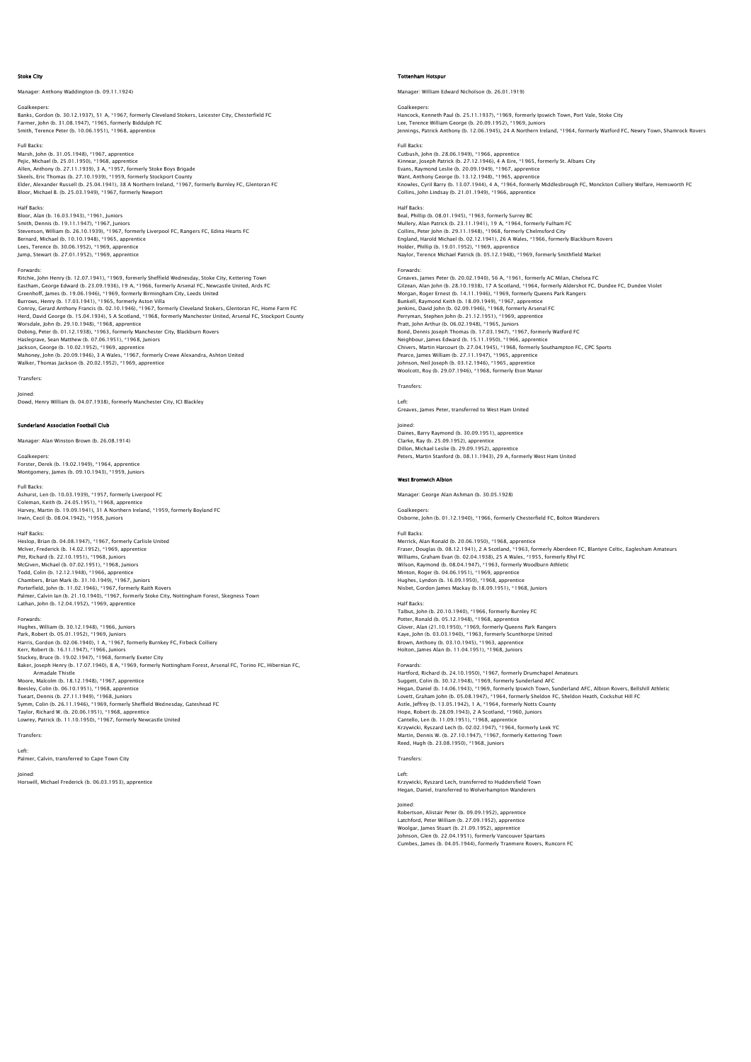## Stoke City

Manager: Anthony Waddington (b. 09.11.1924)

Goalkeepers:
Banks, Gordon (b. 30.12.1937), 51 A, *1967, formerly Cleveland Stokers, Leicester City, Chesterfield FC
Farmer, John (b. 31.08.1947), *1965, formerly Biddulph FC
Smith, Terence Peter (b. 10.06.1951), *1968, apprentice

Full Backs:
Marsh, John (b. 31.05.1948), *1967, apprentice
Pejic, Michael (b. 25.01.1950), *1968, apprentice
Allen, Anthony (b. 27.11.1939), 3 A, *1957, formerly Stoke Boys Brigade
Skeels, Eric Thomas (b. 27.10.1939), *1959, formerly Stockport County
Elder, Alexander Russell (b. 25.04.1941), 38 A Northern Ireland, *1967, formerly Burnley FC, Glentoran FC
Bloor, Michael B. (b. 25.03.1949), *1967, formerly Newport

Half Backs:
Bloor, Alan (b. 16.03.1943), *1961, Juniors
Smith, Dennis (b. 19.11.1947), *1967, Juniors
Stevenson, William (b. 26.10.1939), *1967, formerly Liverpool FC, Rangers FC, Edina Hearts FC
Bernard, Michael (b. 10.10.1948), *1965, apprentice
Lees, Terence (b. 30.06.1952), *1969, apprentice
Jump, Stewart (b. 27.01.1952), *1969, apprentice

Forwards:
Ritchie, John Henry (b. 12.07.1941), *1969, formerly Sheffield Wednesday, Stoke City, Kettering Town
Eastham, George Edward (b. 23.09.1936), 19 A, *1966, formerly Arsenal FC, Newcastle United, Ards FC
Greenhoff, James (b. 19.06.1946), *1969, formerly Birmingham City, Leeds United
Burrows, Henry (b. 17.03.1941), *1965, formerly Aston Villa
Conroy, Gerard Anthony Francis (b. 02.10.1946), *1967, formerly Cleveland Stokers, Glentoran FC, Home Farm FC
Herd, David George (b. 15.04.1934), 5 A Scotland, *1968, formerly Manchester United, Arsenal FC, Stockport County
Worsdale, John (b. 29.10.1948), *1968, apprentice
Dobing, Peter (b. 01.12.1938), *1963, formerly Manchester City, Blackburn Rovers
Haslegrave, Sean Matthew (b. 07.06.1951), *1968, Juniors
Jackson, George (b. 10.02.1952), *1969, apprentice
Mahoney, John (b. 20.09.1946), 3 A Wales, *1967, formerly Crewe Alexandra, Ashton United
Walker, Thomas Jackson (b. 20.02.1952), *1969, apprentice

Transfers:

Joined:
Dowd, Henry William (b. 04.07.1938), formerly Manchester City, ICI Blackley

## Sunderland Association Football Club

Manager: Alan Winston Brown (b. 26.08.1914)

Goalkeepers:
Forster, Derek (b. 19.02.1949), *1964, apprentice
Montgomery, James (b. 09.10.1943), *1959, Juniors

Full Backs:
Ashurst, Len (b. 10.03.1939), *1957, formerly Liverpool FC
Coleman, Keith (b. 24.05.1951), *1968, apprentice
Harvey, Martin (b. 19.09.1941), 31 A Northern Ireland, *1959, formerly Boyland FC
Irwin, Cecil (b. 08.04.1942), *1958, Juniors

Half Backs:
Heslop, Brian (b. 04.08.1947), *1967, formerly Carlisle United
McIver, Frederick (b. 14.02.1952), *1969, apprentice
Pitt, Richard (b. 22.10.1951), *1968, Juniors
McGiven, Michael (b. 07.02.1951), *1968, Juniors
Todd, Colin (b. 12.12.1948), *1966, apprentice
Chambers, Brian Mark (b. 31.10.1949), *1967, Juniors
Porterfield, John (b. 11.02.1946), *1967, formerly Raith Rovers
Palmer, Calvin Ian (b. 21.10.1940), *1967, formerly Stoke City, Nottingham Forest, Skegness Town
Lathan, John (b. 12.04.1952), *1969, apprentice

Forwards:
Hughes, William (b. 30.12.1948), *1966, Juniors
Park, Robert (b. 05.01.1952), *1969, Juniors
Harris, Gordon (b. 02.06.1940), 1 A, *1967, formerly Burnkey FC, Firbeck Colliery
Kerr, Robert (b. 16.11.1947), *1966, Juniors
Stuckey, Bruce (b. 19.02.1947), *1968, formerly Exeter City
Baker, Joseph Henry (b. 17.07.1940), 8 A, *1969, formerly Nottingham Forest, Arsenal FC, Torino FC, Hibernian FC, Armadale Thistle
Moore, Malcolm (b. 18.12.1948), *1967, apprentice
Beesley, Colin (b. 06.10.1951), *1968, apprentice
Tueart, Dennis (b. 27.11.1949), *1968, Juniors
Symm, Colin (b. 26.11.1946), *1969, formerly Sheffield Wednesday, Gateshead FC
Taylor, Richard W. (b. 20.06.1951), *1968, apprentice
Lowrey, Patrick (b. 11.10.1950), *1967, formerly Newcastle United

Transfers:

Left:
Palmer, Calvin, transferred to Cape Town City

Joined:
Horswill, Michael Frederick (b. 06.03.1953), apprentice

## Tottenham Hotspur

Manager: William Edward Nicholson (b. 26.01.1919)

Goalkeepers:
Hancock, Kenneth Paul (b. 25.11.1937), *1969, formerly Ipswich Town, Port Vale, Stoke City
Lee, Terence William George (b. 20.09.1952), *1969, Juniors
Jennings, Patrick Anthony (b. 12.06.1945), 24 A Northern Ireland, *1964, formerly Watford FC, Newry Town, Shamrock Rovers

Full Backs:
Cutbush, John (b. 28.06.1949), *1966, apprentice
Kinnear, Joseph Patrick (b. 27.12.1946), 4 A Eire, *1965, formerly St. Albans City
Evans, Raymond Leslie (b. 20.09.1949), *1967, apprentice
Want, Anthony George (b. 13.12.1948), *1965, apprentice
Knowles, Cyril Barry (b. 13.07.1944), 4 A, *1964, formerly Middlesbrough FC, Monckton Colliery Welfare, Hemsworth FC
Collins, John Lindsay (b. 21.01.1949), *1966, apprentice

Half Backs:
Beal, Phillip (b. 08.01.1945), *1963, formerly Surrey BC
Mullery, Alan Patrick (b. 23.11.1941), 19 A, *1964, formerly Fulham FC
Collins, Peter John (b. 29.11.1948), *1968, formerly Chelmsford City
England, Harold Michael (b. 02.12.1941), 26 A Wales, *1966, formerly Blackburn Rovers
Holder, Phillip (b. 19.01.1952), *1969, apprentice
Naylor, Terence Michael Patrick (b. 05.12.1948), *1969, formerly Smithfield Market

Forwards:
Greaves, James Peter (b. 20.02.1940), 56 A, *1961, formerly AC Milan, Chelsea FC
Gilzean, Alan John (b. 28.10.1938), 17 A Scotland, *1964, formerly Aldershot FC, Dundee FC, Dundee Violet
Morgan, Roger Ernest (b. 14.11.1946), *1969, formerly Queens Park Rangers
Bunkell, Raymond Keith (b. 18.09.1949), *1967, apprentice
Jenkins, David John (b. 02.09.1946), *1968, formerly Arsenal FC
Perryman, Stephen John (b. 21.12.1951), *1969, apprentice
Pratt, John Arthur (b. 06.02.1948), *1965, Juniors
Bond, Dennis Joseph Thomas (b. 17.03.1947), *1967, formerly Watford FC
Neighbour, James Edward (b. 15.11.1950), *1966, apprentice
Chivers, Martin Harcourt (b. 27.04.1945), *1968, formerly Southampton FC, CPC Sports
Pearce, James William (b. 27.11.1947), *1965, apprentice
Johnson, Neil Joseph (b. 03.12.1946), *1965, apprentice
Woolcott, Roy (b. 29.07.1946), *1968, formerly Eton Manor

Transfers:

Left:
Greaves, James Peter, transferred to West Ham United

Joined:
Daines, Barry Raymond (b. 30.09.1951), apprentice
Clarke, Ray (b. 25.09.1952), apprentice
Dillon, Michael Leslie (b. 29.09.1952), apprentice
Peters, Martin Stanford (b. 08.11.1943), 29 A, formerly West Ham United

## West Bromwich Albion

Manager: George Alan Ashman (b. 30.05.1928)

Goalkeepers:
Osborne, John (b. 01.12.1940), *1966, formerly Chesterfield FC, Bolton Wanderers

Full Backs:
Merrick, Alan Ronald (b. 20.06.1950), *1968, apprentice
Fraser, Douglas (b. 08.12.1941), 2 A Scotland, *1963, formerly Aberdeen FC, Blantyre Celtic, Eaglesham Amateurs
Williams, Graham Evan (b. 02.04.1938), 25 A Wales, *1955, formerly Rhyl FC
Wilson, Raymond (b. 08.04.1947), *1963, formerly Woodburn Athletic
Minton, Roger (b. 04.06.1951), *1969, apprentice
Hughes, Lyndon (b. 16.09.1950), *1968, apprentice
Nisbet, Gordon James Mackay (b.18.09.1951), *1968, Juniors

Half Backs:
Talbut, John (b. 20.10.1940), *1966, formerly Burnley FC
Potter, Ronald (b. 05.12.1948), *1968, apprentice
Glover, Alan (21.10.1950), *1969, formerly Queens Park Rangers
Kaye, John (b. 03.03.1940), *1963, formerly Scunthorpe United
Brown, Anthony (b. 03.10.1945), *1963, apprentice
Holton, James Alan (b. 11.04.1951), *1968, Juniors

Forwards:
Hartford, Richard (b. 24.10.1950), *1967, formerly Drumchapel Amateurs
Suggett, Colin (b. 30.12.1948), *1969, formerly Sunderland AFC
Hegan, Daniel (b. 14.06.1943), *1969, formerly Ipswich Town, Sunderland AFC, Albion Rovers, Bellshill Athletic
Lovett, Graham John (b. 05.08.1947), *1964, formerly Sheldon FC, Sheldon Heath, Cockshut Hill FC
Astle, Jeffrey (b. 13.05.1942), 1 A, *1964, formerly Notts County
Hope, Robert (b. 28.09.1943), 2 A Scotland, *1960, Juniors
Cantello, Len (b. 11.09.1951), *1968, apprentice
Krzywicki, Ryszard Lech (b. 02.02.1947), *1964, formerly Leek YC
Martin, Dennis W. (b. 27.10.1947), *1967, formerly Kettering Town
Reed, Hugh (b. 23.08.1950), *1968, Juniors

Transfers:

Left:
Krzywicki, Ryszard Lech, transferred to Huddersfield Town
Hegan, Daniel, transferred to Wolverhampton Wanderers

Joined:
Robertson, Alistair Peter (b. 09.09.1952), apprentice
Latchford, Peter William (b. 27.09.1952), apprentice
Woolgar, James Stuart (b. 21.09.1952), apprentice
Johnson, Glen (b. 22.04.1951), formerly Vancouver Spartans
Cumbes, James (b. 04.05.1944), formerly Tranmere Rovers, Runcorn FC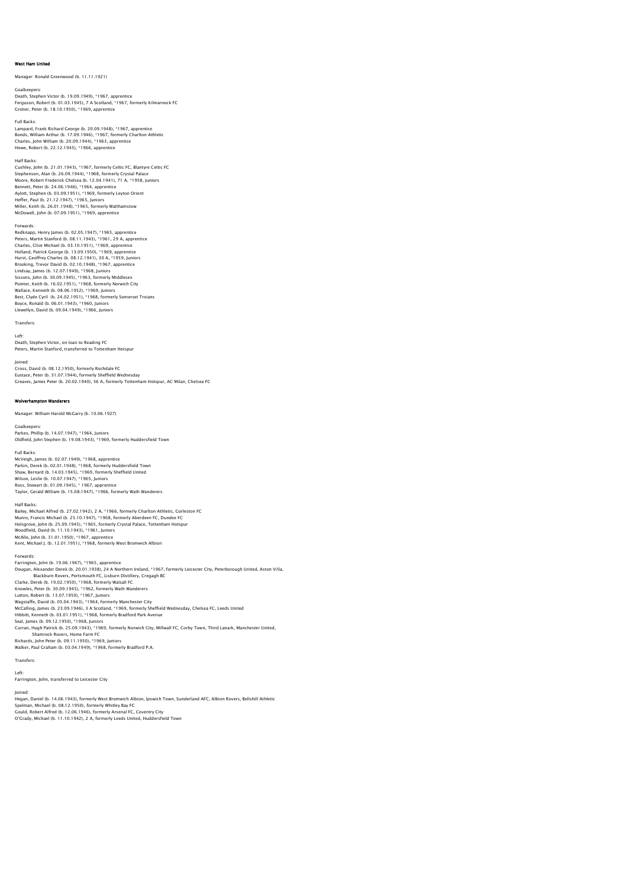**West Ham United**

Manager: Ronald Greenwood (b. 11.11.1921)

Goalkeepers:
Death, Stephen Victor (b. 19.09.1949), *1967, apprentice
Ferguson, Robert (b. 01.03.1945), 7 A Scotland, *1967, formerly Kilmarnock FC
Grotier, Peter (b. 18.10.1950), *1969, apprentice

Full Backs:
Lampard, Frank Richard George (b. 20.09.1948), *1967, apprentice
Bonds, William Arthur (b. 17.09.1946), *1967, formerly Charlton Athletic
Charles, John William (b. 20.09.1944), *1963, apprentice
Howe, Robert (b. 22.12.1945), *1966, apprentice

Half Backs:
Cushley, John (b. 21.01.1943), *1967, formerly Celtic FC, Blantyre Celtic FC
Stephenson, Alan (b. 26.09.1944), *1968, formerly Crystal Palace
Moore, Robert Frederick Chelsea (b. 12.04.1941), 71 A, *1958, Juniors
Bennett, Peter (b. 24.06.1946), *1964, apprentice
Aylott, Stephen (b. 03.09.1951), *1969, formerly Leyton Orient
Heffer, Paul (b. 21.12.1947), *1965, Juniors
Miller, Keith (b. 26.01.1948), *1965, formerly Walthamstow
McDowell, John (b. 07.09.1951), *1969, apprentice

Forwards:
Redknapp, Henry James (b. 02.05.1947), *1965, apprentice
Peters, Martin Stanford (b. 08.11.1943), *1961, 29 A, apprentice
Charles, Clive Michael (b. 03.10.1951), *1969, apprentice
Holland, Patrick George (b. 13.09.1950), *1969, apprentice
Hurst, Geoffrey Charles (b. 08.12.1941), 30 A, *1959, Juniors
Brooking, Trevor David (b. 02.10.1948), *1967, apprentice
Lindsay, James (b. 12.07.1949), *1968, Juniors
Sissons, John (b. 30.09.1945), *1963, formerly Middlesex
Pointer, Keith (b. 16.02.1951), *1968, formerly Norwich City
Wallace, Kenneth (b. 08.06.1952), *1969, Juniors
Best, Clyde Cyril (b. 24.02.1951), *1968, formerly Somerset Trojans
Boyce, Ronald (b. 06.01.1943), *1960, Juniors
Llewellyn, David (b. 09.04.1949), *1966, Juniors

Transfers:

Left:
Death, Stephen Victor, on loan to Reading FC
Peters, Martin Stanford, transferred to Tottenham Hotspur

Joined:
Cross, David (b. 08.12.1950), formerly Rochdale FC
Eustace, Peter (b. 31.07.1944), formerly Sheffield Wednesday
Greaves, James Peter (b. 20.02.1940), 56 A, formerly Tottenham Hotspur, AC Milan, Chelsea FC

**Wolverhampton Wanderers**

Manager: William Harold McGarry (b. 10.06.1927)

Goalkeepers:
Parkes, Phillip (b. 14.07.1947), *1964, Juniors
Oldfield, John Stephen (b. 19.08.1943), *1969, formerly Huddersfield Town

Full Backs:
McVeigh, James (b. 02.07.1949), *1968, apprentice
Parkin, Derek (b. 02.01.1948), *1968, formerly Huddersfield Town
Shaw, Bernard (b. 14.03.1945), *1969, formerly Sheffield United
Wilson, Leslie (b. 10.07.1947), *1965, Juniors
Ross, Stewart (b. 01.09.1945), * 1967, apprentice
Taylor, Gerald William (b. 15.08.1947), *1966, formerly Wath Wanderers

Half Backs:
Bailey, Michael Alfred (b. 27.02.1942), 2 A, *1966, formerly Charlton Athletic, Gorleston FC
Munro, Francis Michael (b. 25.10.1947), *1968, formerly Aberdeen FC, Dundee FC
Holsgrove, John (b. 25.09.1945), *1965, formerly Crystal Palace, Tottenham Hotspur
Woodfield, David (b. 11.10.1943), *1961, Juniors
McAlle, John (b. 31.01.1950), *1967, apprentice
Kent, Michael J. (b. 12.01.1951), *1968, formerly West Bromwich Albion

Forwards:
Farrington, John (b. 19.06.1947), *1965, apprentice
Dougan, Alexander Derek (b. 20.01.1938), 24 A Northern Ireland, *1967, formerly Leicester City, Peterborough United, Aston Villa, Blackburn Rovers, Portsmouth FC, Lisburn Distillery, Cregagh BC
Clarke, Derek (b. 19.02.1950), *1968, formerly Walsall FC
Knowles, Peter (b. 30.09.1945), *1962, formerly Wath Wanderers
Lutton, Robert (b. 13.07.1950), *1967, Juniors
Wagstaffe, David (b. 05.04.1943), *1964, formerly Manchester City
McCalliog, James (b. 23.09.1946), 3 A Scotland, *1969, formerly Sheffield Wednesday, Chelsea FC, Leeds United
Hibbitt, Kenneth (b. 03.01.1951), *1968, formerly Bradford Park Avenue
Seal, James (b. 09.12.1950), *1968, Juniors
Curran, Hugh Patrick (b. 25.09.1943), *1969, formerly Norwich City, Millwall FC, Corby Town, Third Lanark, Manchester United, Shamrock Rovers, Home Farm FC
Richards, John Peter (b. 09.11.1950), *1969, Juniors
Walker, Paul Graham (b. 03.04.1949), *1968, formerly Bradford P.A.

Transfers:

Left:
Farrington, John, transferred to Leicester City

Joined:
Hegan, Daniel (b. 14.06.1943), formerly West Bromwich Albion, Ipswich Town, Sunderland AFC, Albion Rovers, Bellshill Athletic
Spelman, Michael (b. 08.12.1950), formerly Whitley Bay FC
Gould, Robert Alfred (b. 12.06.1946), formerly Arsenal FC, Coventry City
O'Grady, Michael (b. 11.10.1942), 2 A, formerly Leeds United, Huddersfield Town